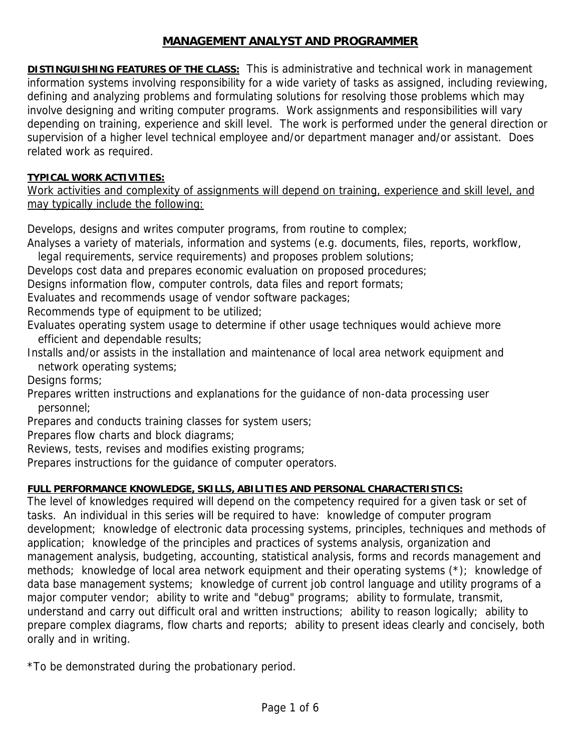# MANAGEMENT ANALYST AND PROGRAMMER

**DISTINGUISHING FEATURES OF THE CLASS:** This is administrative and technical work in management information systems involving responsibility for a wide variety of tasks as assigned, including reviewing, defining and analyzing problems and formulating solutions for resolving those problems which may involve designing and writing computer programs. Work assignments and responsibilities will vary depending on training, experience and skill level. The work is performed under the general direction or supervision of a higher level technical employee and/or department manager and/or assistant. Does related work as required.

**TYPICAL WORK ACTIVITIES:**

Work activities and complexity of assignments will depend on training, experience and skill level, and may typically include the following:

Develops, designs and writes computer programs, from routine to complex;
Analyses a variety of materials, information and systems (e.g. documents, files, reports, workflow, legal requirements, service requirements) and proposes problem solutions;
Develops cost data and prepares economic evaluation on proposed procedures;
Designs information flow, computer controls, data files and report formats;
Evaluates and recommends usage of vendor software packages;
Recommends type of equipment to be utilized;
Evaluates operating system usage to determine if other usage techniques would achieve more efficient and dependable results;
Installs and/or assists in the installation and maintenance of local area network equipment and network operating systems;
Designs forms;
Prepares written instructions and explanations for the guidance of non-data processing user personnel;
Prepares and conducts training classes for system users;
Prepares flow charts and block diagrams;
Reviews, tests, revises and modifies existing programs;
Prepares instructions for the guidance of computer operators.

**FULL PERFORMANCE KNOWLEDGE, SKILLS, ABILITIES AND PERSONAL CHARACTERISTICS:**
The level of knowledges required will depend on the competency required for a given task or set of tasks. An individual in this series will be required to have: knowledge of computer program development; knowledge of electronic data processing systems, principles, techniques and methods of application; knowledge of the principles and practices of systems analysis, organization and management analysis, budgeting, accounting, statistical analysis, forms and records management and methods; knowledge of local area network equipment and their operating systems (*); knowledge of data base management systems; knowledge of current job control language and utility programs of a major computer vendor; ability to write and "debug" programs; ability to formulate, transmit, understand and carry out difficult oral and written instructions; ability to reason logically; ability to prepare complex diagrams, flow charts and reports; ability to present ideas clearly and concisely, both orally and in writing.

*To be demonstrated during the probationary period.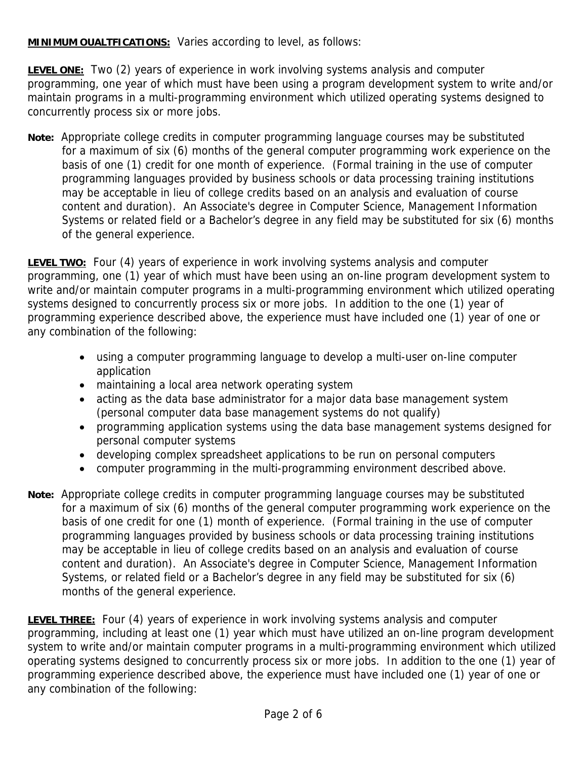**MINIMUM OUALTFICATIONS:** Varies according to level, as follows:

**LEVEL ONE:** Two (2) years of experience in work involving systems analysis and computer programming, one year of which must have been using a program development system to write and/or maintain programs in a multi-programming environment which utilized operating systems designed to concurrently process six or more jobs.

**Note:** Appropriate college credits in computer programming language courses may be substituted for a maximum of six (6) months of the general computer programming work experience on the basis of one (1) credit for one month of experience. (Formal training in the use of computer programming languages provided by business schools or data processing training institutions may be acceptable in lieu of college credits based on an analysis and evaluation of course content and duration). An Associate's degree in Computer Science, Management Information Systems or related field or a Bachelor's degree in any field may be substituted for six (6) months of the general experience.

**LEVEL TWO:** Four (4) years of experience in work involving systems analysis and computer programming, one (1) year of which must have been using an on-line program development system to write and/or maintain computer programs in a multi-programming environment which utilized operating systems designed to concurrently process six or more jobs. In addition to the one (1) year of programming experience described above, the experience must have included one (1) year of one or any combination of the following:

- using a computer programming language to develop a multi-user on-line computer application
- maintaining a local area network operating system
- acting as the data base administrator for a major data base management system (personal computer data base management systems do not qualify)
- programming application systems using the data base management systems designed for personal computer systems
- developing complex spreadsheet applications to be run on personal computers
- computer programming in the multi-programming environment described above.

**Note:** Appropriate college credits in computer programming language courses may be substituted for a maximum of six (6) months of the general computer programming work experience on the basis of one credit for one (1) month of experience. (Formal training in the use of computer programming languages provided by business schools or data processing training institutions may be acceptable in lieu of college credits based on an analysis and evaluation of course content and duration). An Associate's degree in Computer Science, Management Information Systems, or related field or a Bachelor's degree in any field may be substituted for six (6) months of the general experience.

**LEVEL THREE:** Four (4) years of experience in work involving systems analysis and computer programming, including at least one (1) year which must have utilized an on-line program development system to write and/or maintain computer programs in a multi-programming environment which utilized operating systems designed to concurrently process six or more jobs. In addition to the one (1) year of programming experience described above, the experience must have included one (1) year of one or any combination of the following: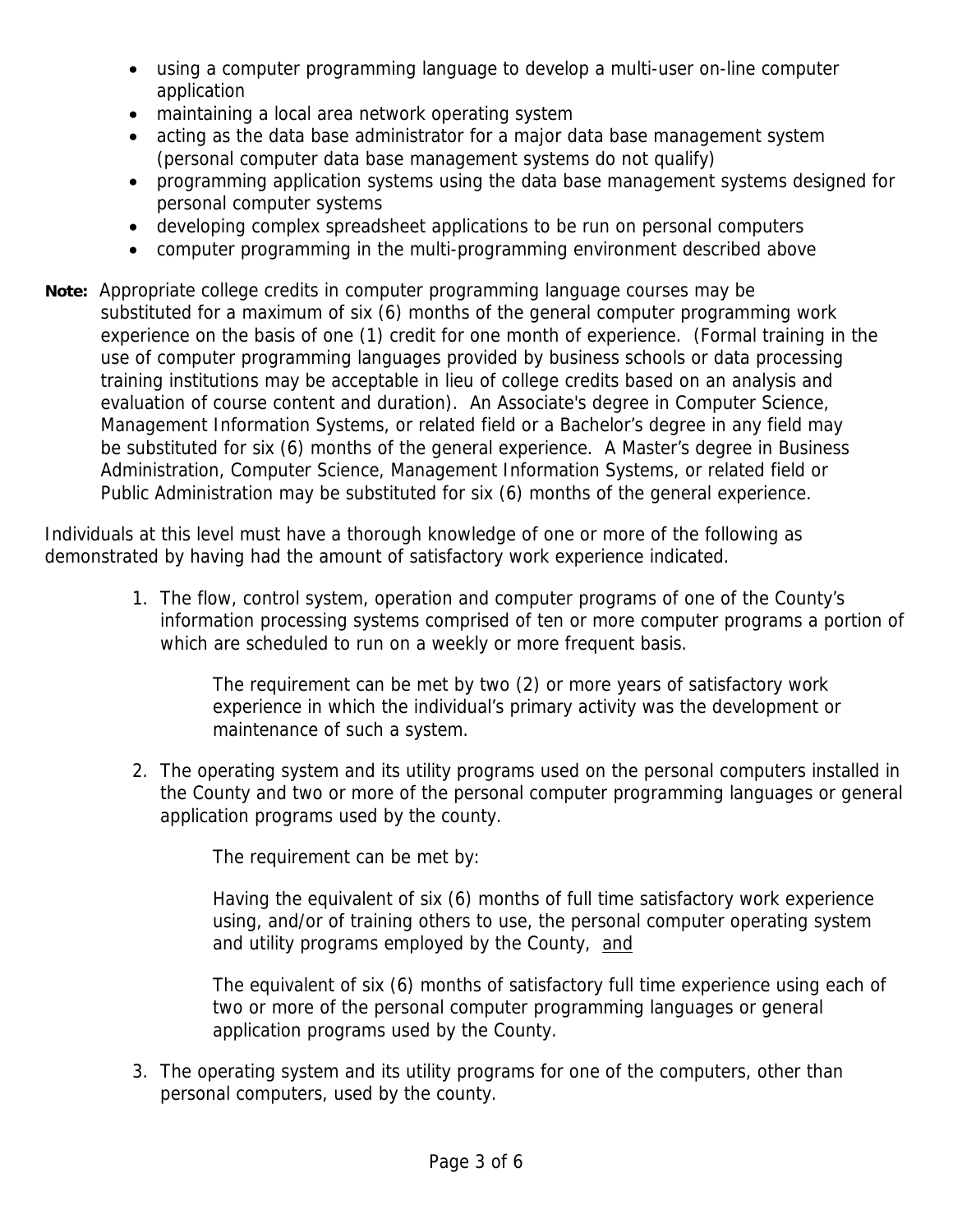- using a computer programming language to develop a multi-user on-line computer application
- maintaining a local area network operating system
- acting as the data base administrator for a major data base management system (personal computer data base management systems do not qualify)
- programming application systems using the data base management systems designed for personal computer systems
- developing complex spreadsheet applications to be run on personal computers
- computer programming in the multi-programming environment described above

**Note:** Appropriate college credits in computer programming language courses may be substituted for a maximum of six (6) months of the general computer programming work experience on the basis of one (1) credit for one month of experience. (Formal training in the use of computer programming languages provided by business schools or data processing training institutions may be acceptable in lieu of college credits based on an analysis and evaluation of course content and duration). An Associate's degree in Computer Science, Management Information Systems, or related field or a Bachelor's degree in any field may be substituted for six (6) months of the general experience. A Master's degree in Business Administration, Computer Science, Management Information Systems, or related field or Public Administration may be substituted for six (6) months of the general experience.

Individuals at this level must have a thorough knowledge of one or more of the following as demonstrated by having had the amount of satisfactory work experience indicated.

1. The flow, control system, operation and computer programs of one of the County's information processing systems comprised of ten or more computer programs a portion of which are scheduled to run on a weekly or more frequent basis.

   The requirement can be met by two (2) or more years of satisfactory work experience in which the individual's primary activity was the development or maintenance of such a system.

2. The operating system and its utility programs used on the personal computers installed in the County and two or more of the personal computer programming languages or general application programs used by the county.

   The requirement can be met by:

   Having the equivalent of six (6) months of full time satisfactory work experience using, and/or of training others to use, the personal computer operating system and utility programs employed by the County, <u>and</u>

   The equivalent of six (6) months of satisfactory full time experience using each of two or more of the personal computer programming languages or general application programs used by the County.

3. The operating system and its utility programs for one of the computers, other than personal computers, used by the county.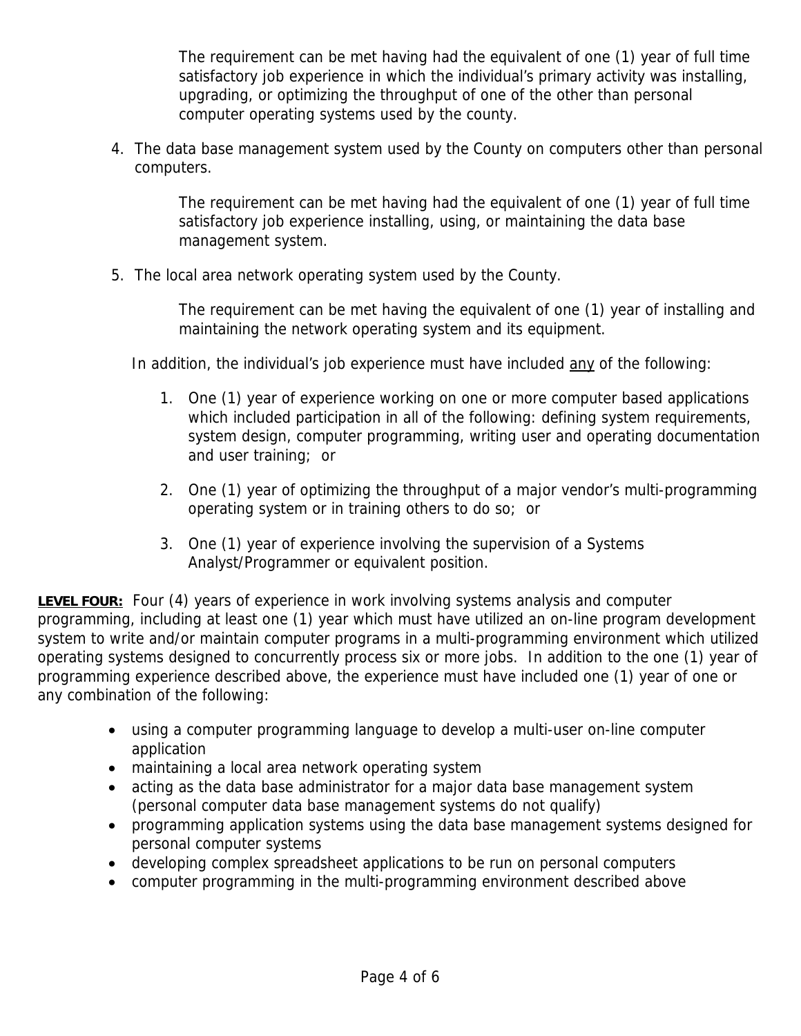The requirement can be met having had the equivalent of one (1) year of full time satisfactory job experience in which the individual's primary activity was installing, upgrading, or optimizing the throughput of one of the other than personal computer operating systems used by the county.

4. The data base management system used by the County on computers other than personal computers.

   The requirement can be met having had the equivalent of one (1) year of full time satisfactory job experience installing, using, or maintaining the data base management system.

5. The local area network operating system used by the County.

   The requirement can be met having the equivalent of one (1) year of installing and maintaining the network operating system and its equipment.

In addition, the individual's job experience must have included <u>any</u> of the following:

1. One (1) year of experience working on one or more computer based applications which included participation in all of the following: defining system requirements, system design, computer programming, writing user and operating documentation and user training; or

2. One (1) year of optimizing the throughput of a major vendor's multi-programming operating system or in training others to do so; or

3. One (1) year of experience involving the supervision of a Systems Analyst/Programmer or equivalent position.

**<u>LEVEL FOUR:</u>** Four (4) years of experience in work involving systems analysis and computer programming, including at least one (1) year which must have utilized an on-line program development system to write and/or maintain computer programs in a multi-programming environment which utilized operating systems designed to concurrently process six or more jobs. In addition to the one (1) year of programming experience described above, the experience must have included one (1) year of one or any combination of the following:

- using a computer programming language to develop a multi-user on-line computer application
- maintaining a local area network operating system
- acting as the data base administrator for a major data base management system (personal computer data base management systems do not qualify)
- programming application systems using the data base management systems designed for personal computer systems
- developing complex spreadsheet applications to be run on personal computers
- computer programming in the multi-programming environment described above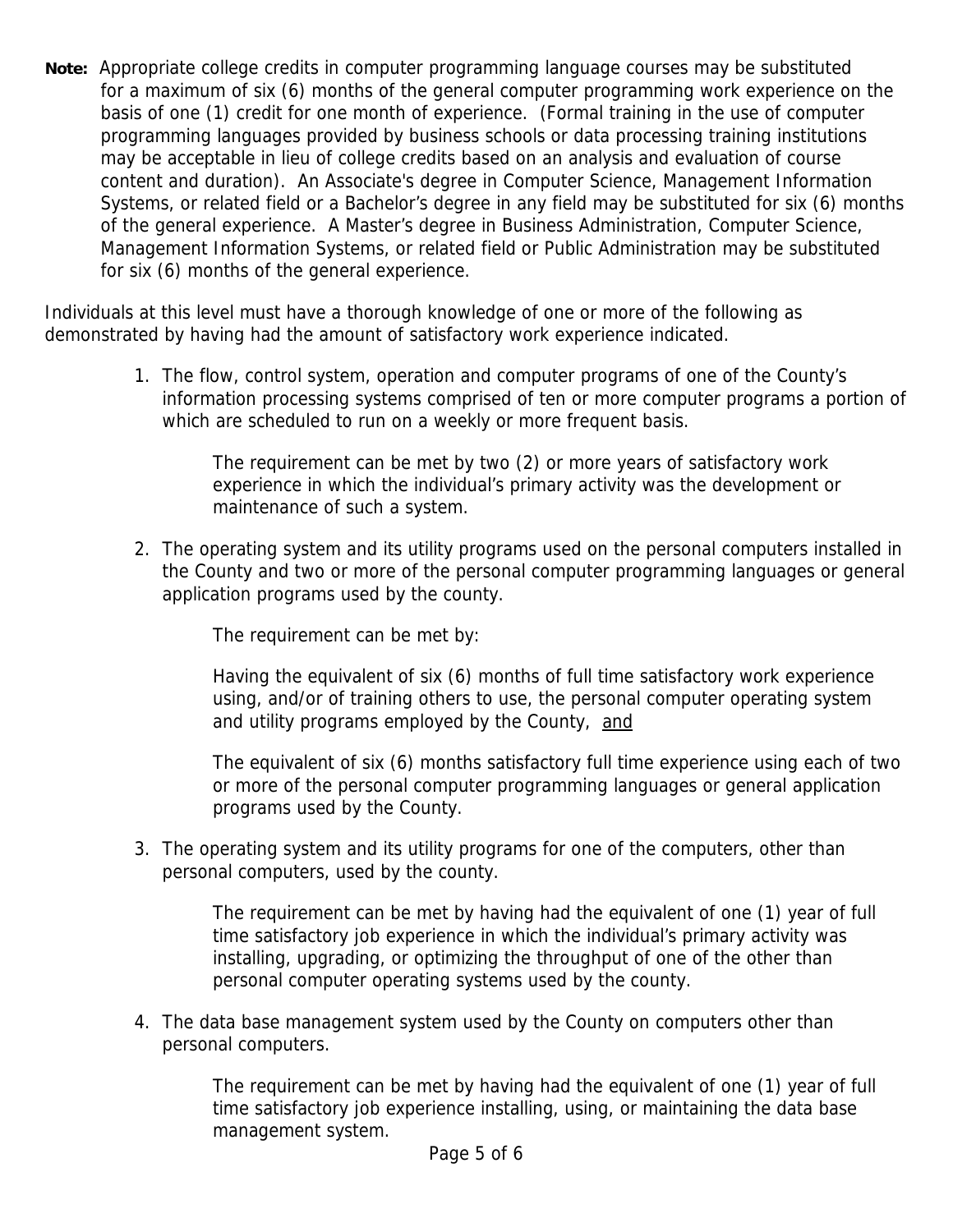**Note:** Appropriate college credits in computer programming language courses may be substituted for a maximum of six (6) months of the general computer programming work experience on the basis of one (1) credit for one month of experience. (Formal training in the use of computer programming languages provided by business schools or data processing training institutions may be acceptable in lieu of college credits based on an analysis and evaluation of course content and duration). An Associate's degree in Computer Science, Management Information Systems, or related field or a Bachelor's degree in any field may be substituted for six (6) months of the general experience. A Master's degree in Business Administration, Computer Science, Management Information Systems, or related field or Public Administration may be substituted for six (6) months of the general experience.

Individuals at this level must have a thorough knowledge of one or more of the following as demonstrated by having had the amount of satisfactory work experience indicated.

1. The flow, control system, operation and computer programs of one of the County's information processing systems comprised of ten or more computer programs a portion of which are scheduled to run on a weekly or more frequent basis.

   The requirement can be met by two (2) or more years of satisfactory work experience in which the individual's primary activity was the development or maintenance of such a system.

2. The operating system and its utility programs used on the personal computers installed in the County and two or more of the personal computer programming languages or general application programs used by the county.

   The requirement can be met by:

   Having the equivalent of six (6) months of full time satisfactory work experience using, and/or of training others to use, the personal computer operating system and utility programs employed by the County, and

   The equivalent of six (6) months satisfactory full time experience using each of two or more of the personal computer programming languages or general application programs used by the County.

3. The operating system and its utility programs for one of the computers, other than personal computers, used by the county.

   The requirement can be met by having had the equivalent of one (1) year of full time satisfactory job experience in which the individual's primary activity was installing, upgrading, or optimizing the throughput of one of the other than personal computer operating systems used by the county.

4. The data base management system used by the County on computers other than personal computers.

   The requirement can be met by having had the equivalent of one (1) year of full time satisfactory job experience installing, using, or maintaining the data base management system.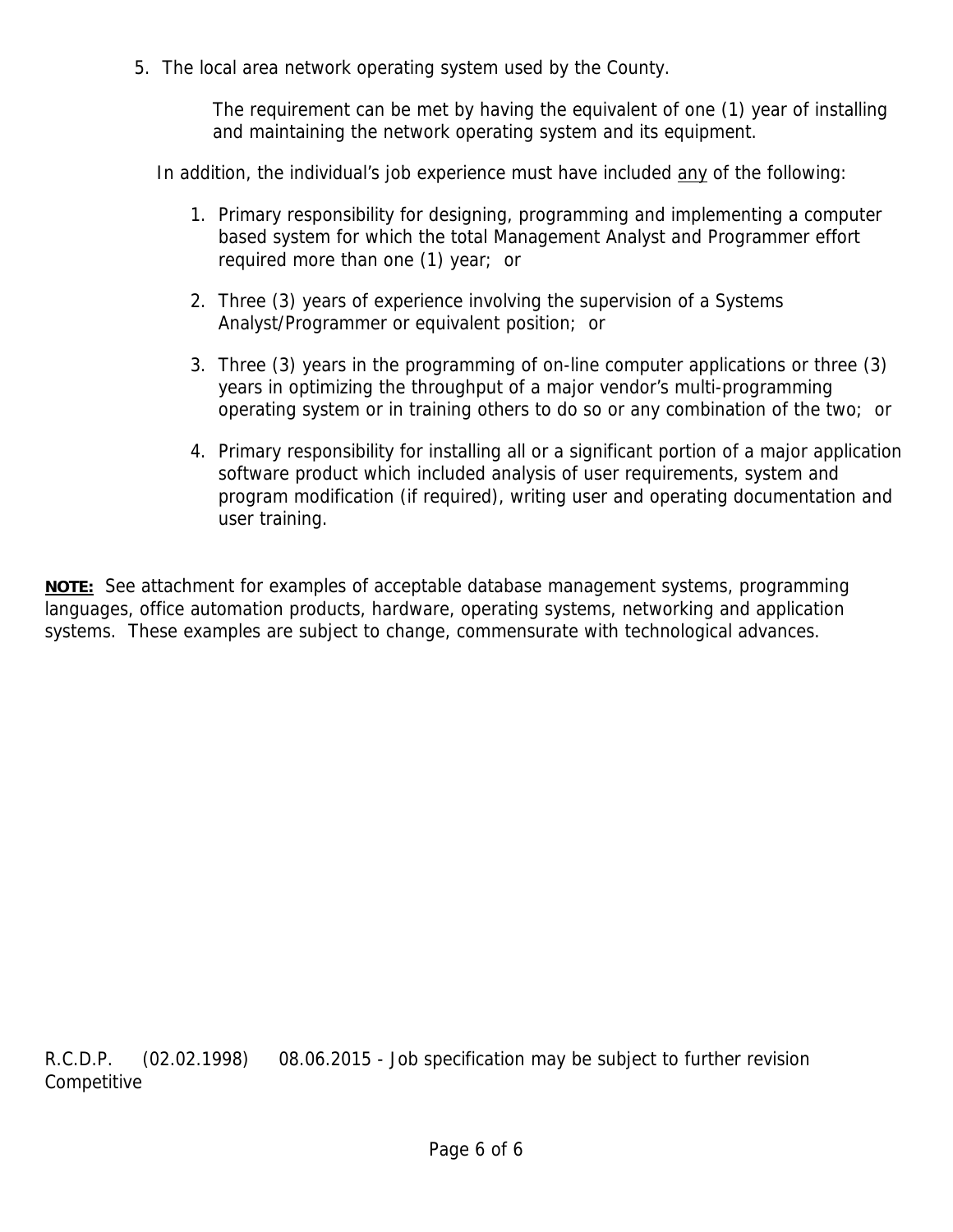5. The local area network operating system used by the County.

   The requirement can be met by having the equivalent of one (1) year of installing and maintaining the network operating system and its equipment.

In addition, the individual's job experience must have included <u>any</u> of the following:

1. Primary responsibility for designing, programming and implementing a computer based system for which the total Management Analyst and Programmer effort required more than one (1) year; or

2. Three (3) years of experience involving the supervision of a Systems Analyst/Programmer or equivalent position; or

3. Three (3) years in the programming of on-line computer applications or three (3) years in optimizing the throughput of a major vendor's multi-programming operating system or in training others to do so or any combination of the two; or

4. Primary responsibility for installing all or a significant portion of a major application software product which included analysis of user requirements, system and program modification (if required), writing user and operating documentation and user training.

**<u>NOTE:</u>** See attachment for examples of acceptable database management systems, programming languages, office automation products, hardware, operating systems, networking and application systems. These examples are subject to change, commensurate with technological advances.

R.C.D.P. (02.02.1998) 08.06.2015 - Job specification may be subject to further revision
Competitive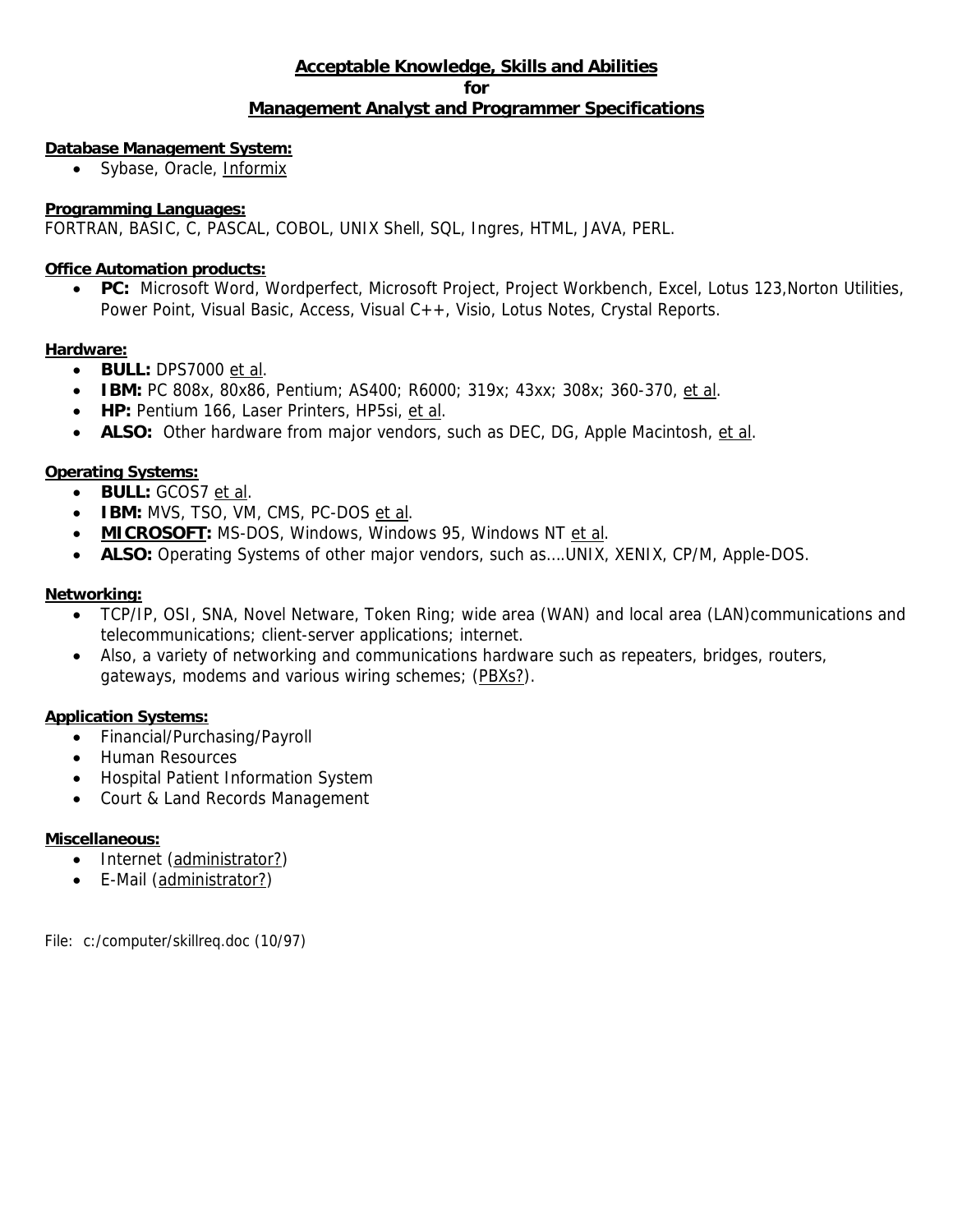## Acceptable Knowledge, Skills and Abilities
## for
## Management Analyst and Programmer Specifications

**Database Management System:**

- Sybase, Oracle, Informix

**Programming Languages:**

FORTRAN, BASIC, C, PASCAL, COBOL, UNIX Shell, SQL, Ingres, HTML, JAVA, PERL.

**Office Automation products:**

- **PC:** Microsoft Word, Wordperfect, Microsoft Project, Project Workbench, Excel, Lotus 123,Norton Utilities, Power Point, Visual Basic, Access, Visual C++, Visio, Lotus Notes, Crystal Reports.

**Hardware:**

- **BULL:** DPS7000 et al.
- **IBM:** PC 808x, 80x86, Pentium; AS400; R6000; 319x; 43xx; 308x; 360-370, et al.
- **HP:** Pentium 166, Laser Printers, HP5si, et al.
- **ALSO:** Other hardware from major vendors, such as DEC, DG, Apple Macintosh, et al.

**Operating Systems:**

- **BULL:** GCOS7 et al.
- **IBM:** MVS, TSO, VM, CMS, PC-DOS et al.
- **MICROSOFT:** MS-DOS, Windows, Windows 95, Windows NT et al.
- **ALSO:** Operating Systems of other major vendors, such as….UNIX, XENIX, CP/M, Apple-DOS.

**Networking:**

- TCP/IP, OSI, SNA, Novel Netware, Token Ring; wide area (WAN) and local area (LAN)communications and telecommunications; client-server applications; internet.
- Also, a variety of networking and communications hardware such as repeaters, bridges, routers, gateways, modems and various wiring schemes; (PBXs?).

**Application Systems:**

- Financial/Purchasing/Payroll
- Human Resources
- Hospital Patient Information System
- Court & Land Records Management

**Miscellaneous:**

- Internet (administrator?)
- E-Mail (administrator?)

File: c:/computer/skillreq.doc (10/97)